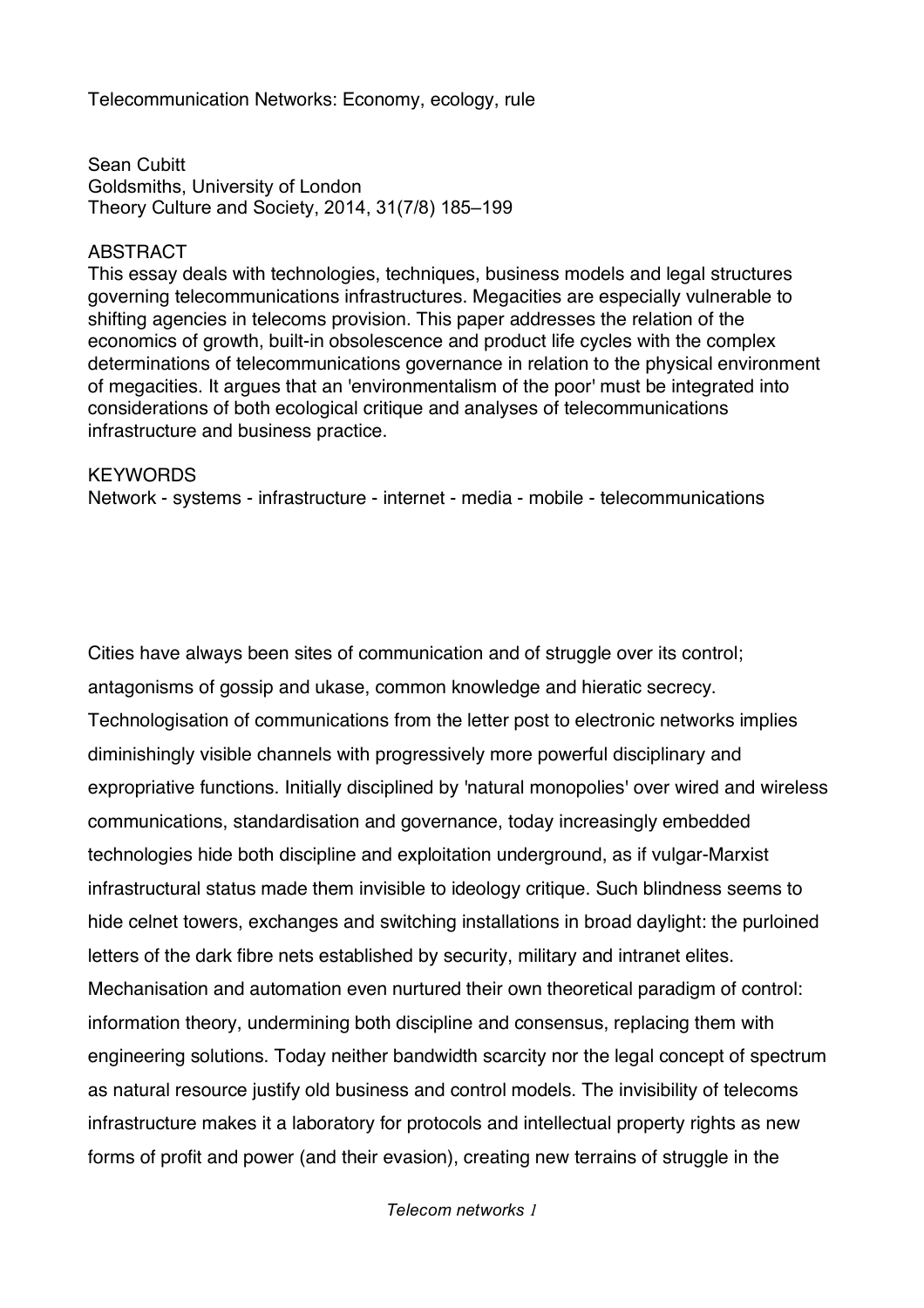# Telecommunication Networks: Economy, ecology, rule

Sean Cubitt
Goldsmiths, University of London
Theory Culture and Society, 2014, 31(7/8) 185–199

## ABSTRACT

This essay deals with technologies, techniques, business models and legal structures governing telecommunications infrastructures. Megacities are especially vulnerable to shifting agencies in telecoms provision. This paper addresses the relation of the economics of growth, built-in obsolescence and product life cycles with the complex determinations of telecommunications governance in relation to the physical environment of megacities. It argues that an 'environmentalism of the poor' must be integrated into considerations of both ecological critique and analyses of telecommunications infrastructure and business practice.

## KEYWORDS

Network - systems - infrastructure - internet - media - mobile - telecommunications

Cities have always been sites of communication and of struggle over its control; antagonisms of gossip and ukase, common knowledge and hieratic secrecy. Technologisation of communications from the letter post to electronic networks implies diminishingly visible channels with progressively more powerful disciplinary and expropriative functions. Initially disciplined by 'natural monopolies' over wired and wireless communications, standardisation and governance, today increasingly embedded technologies hide both discipline and exploitation underground, as if vulgar-Marxist infrastructural status made them invisible to ideology critique. Such blindness seems to hide celnet towers, exchanges and switching installations in broad daylight: the purloined letters of the dark fibre nets established by security, military and intranet elites. Mechanisation and automation even nurtured their own theoretical paradigm of control: information theory, undermining both discipline and consensus, replacing them with engineering solutions. Today neither bandwidth scarcity nor the legal concept of spectrum as natural resource justify old business and control models. The invisibility of telecoms infrastructure makes it a laboratory for protocols and intellectual property rights as new forms of profit and power (and their evasion), creating new terrains of struggle in the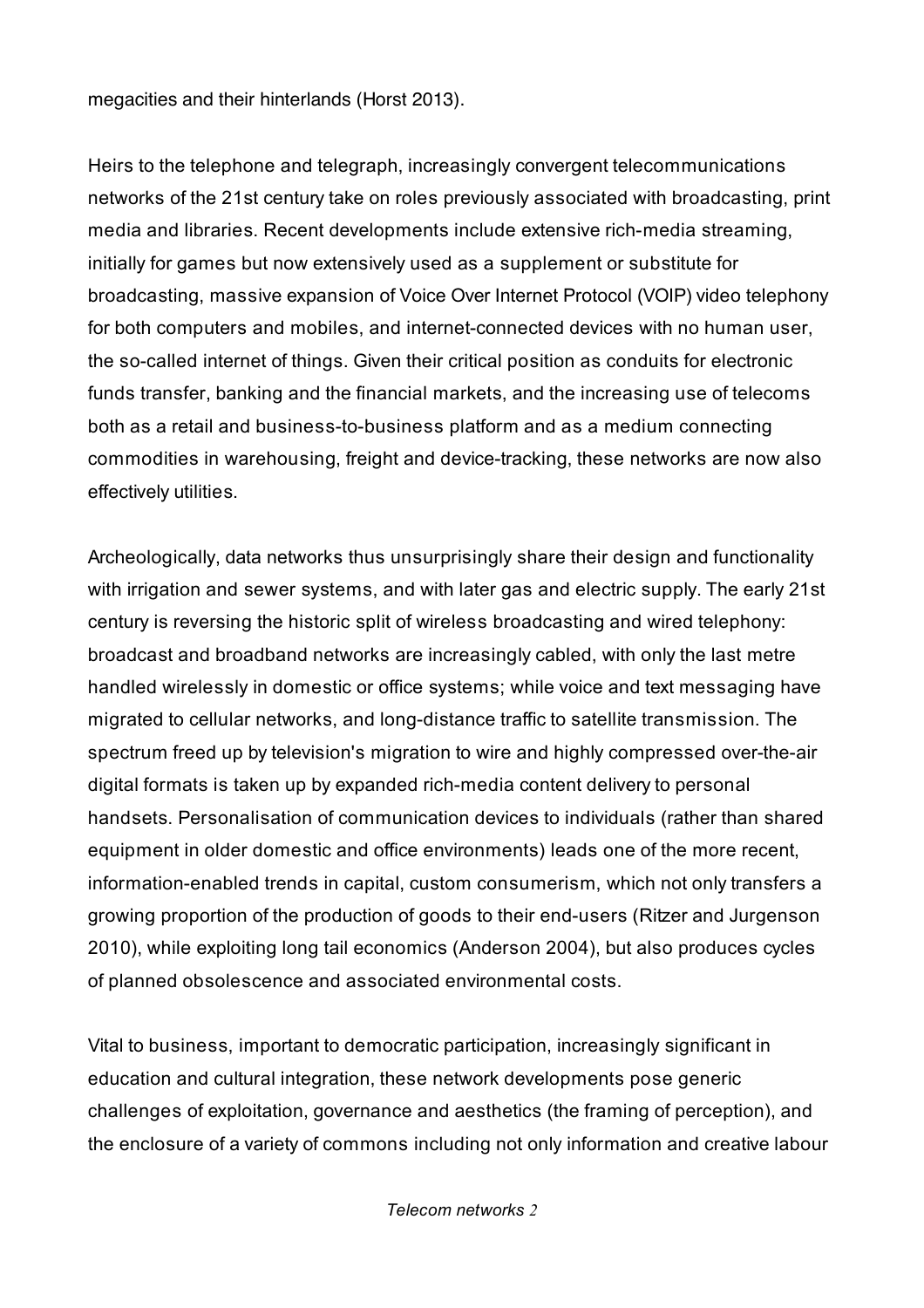megacities and their hinterlands (Horst 2013).

Heirs to the telephone and telegraph, increasingly convergent telecommunications networks of the 21st century take on roles previously associated with broadcasting, print media and libraries. Recent developments include extensive rich-media streaming, initially for games but now extensively used as a supplement or substitute for broadcasting, massive expansion of Voice Over Internet Protocol (VOIP) video telephony for both computers and mobiles, and internet-connected devices with no human user, the so-called internet of things. Given their critical position as conduits for electronic funds transfer, banking and the financial markets, and the increasing use of telecoms both as a retail and business-to-business platform and as a medium connecting commodities in warehousing, freight and device-tracking, these networks are now also effectively utilities.

Archeologically, data networks thus unsurprisingly share their design and functionality with irrigation and sewer systems, and with later gas and electric supply. The early 21st century is reversing the historic split of wireless broadcasting and wired telephony: broadcast and broadband networks are increasingly cabled, with only the last metre handled wirelessly in domestic or office systems; while voice and text messaging have migrated to cellular networks, and long-distance traffic to satellite transmission. The spectrum freed up by television's migration to wire and highly compressed over-the-air digital formats is taken up by expanded rich-media content delivery to personal handsets. Personalisation of communication devices to individuals (rather than shared equipment in older domestic and office environments) leads one of the more recent, information-enabled trends in capital, custom consumerism, which not only transfers a growing proportion of the production of goods to their end-users (Ritzer and Jurgenson 2010), while exploiting long tail economics (Anderson 2004), but also produces cycles of planned obsolescence and associated environmental costs.

Vital to business, important to democratic participation, increasingly significant in education and cultural integration, these network developments pose generic challenges of exploitation, governance and aesthetics (the framing of perception), and the enclosure of a variety of commons including not only information and creative labour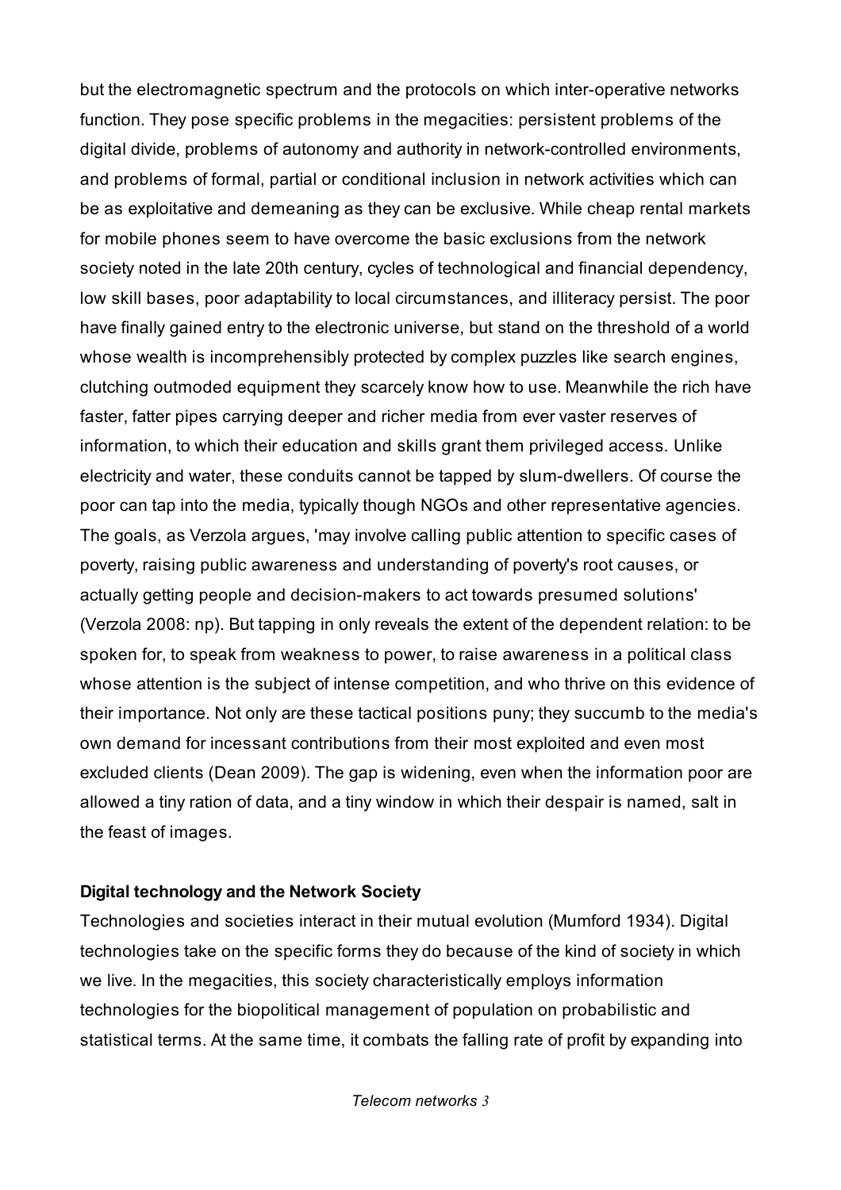but the electromagnetic spectrum and the protocols on which inter-operative networks function. They pose specific problems in the megacities: persistent problems of the digital divide, problems of autonomy and authority in network-controlled environments, and problems of formal, partial or conditional inclusion in network activities which can be as exploitative and demeaning as they can be exclusive. While cheap rental markets for mobile phones seem to have overcome the basic exclusions from the network society noted in the late 20th century, cycles of technological and financial dependency, low skill bases, poor adaptability to local circumstances, and illiteracy persist. The poor have finally gained entry to the electronic universe, but stand on the threshold of a world whose wealth is incomprehensibly protected by complex puzzles like search engines, clutching outmoded equipment they scarcely know how to use. Meanwhile the rich have faster, fatter pipes carrying deeper and richer media from ever vaster reserves of information, to which their education and skills grant them privileged access. Unlike electricity and water, these conduits cannot be tapped by slum-dwellers. Of course the poor can tap into the media, typically though NGOs and other representative agencies. The goals, as Verzola argues, 'may involve calling public attention to specific cases of poverty, raising public awareness and understanding of poverty's root causes, or actually getting people and decision-makers to act towards presumed solutions' (Verzola 2008: np). But tapping in only reveals the extent of the dependent relation: to be spoken for, to speak from weakness to power, to raise awareness in a political class whose attention is the subject of intense competition, and who thrive on this evidence of their importance. Not only are these tactical positions puny; they succumb to the media's own demand for incessant contributions from their most exploited and even most excluded clients (Dean 2009). The gap is widening, even when the information poor are allowed a tiny ration of data, and a tiny window in which their despair is named, salt in the feast of images.

**Digital technology and the Network Society**

Technologies and societies interact in their mutual evolution (Mumford 1934). Digital technologies take on the specific forms they do because of the kind of society in which we live. In the megacities, this society characteristically employs information technologies for the biopolitical management of population on probabilistic and statistical terms. At the same time, it combats the falling rate of profit by expanding into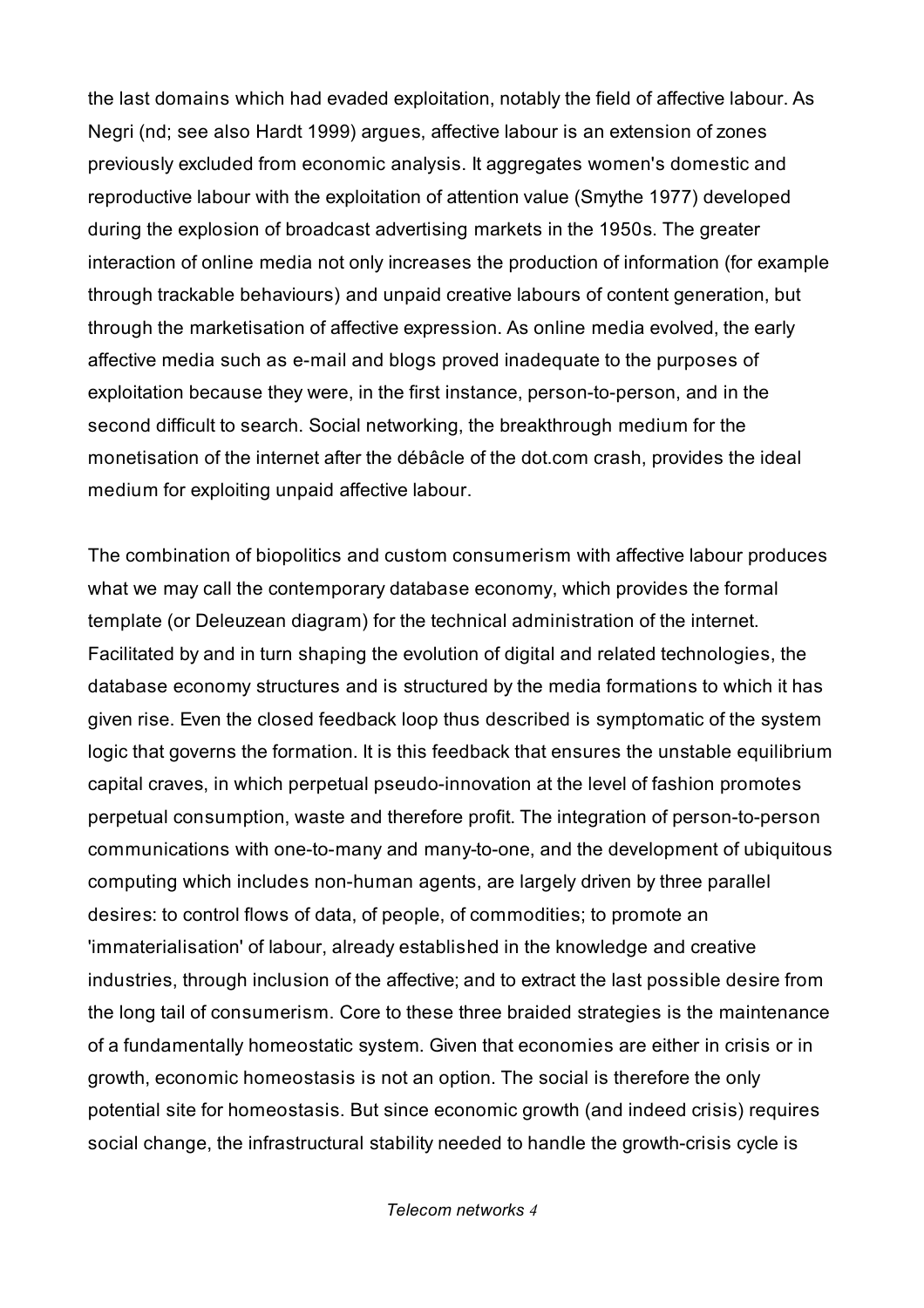the last domains which had evaded exploitation, notably the field of affective labour. As Negri (nd; see also Hardt 1999) argues, affective labour is an extension of zones previously excluded from economic analysis. It aggregates women's domestic and reproductive labour with the exploitation of attention value (Smythe 1977) developed during the explosion of broadcast advertising markets in the 1950s. The greater interaction of online media not only increases the production of information (for example through trackable behaviours) and unpaid creative labours of content generation, but through the marketisation of affective expression. As online media evolved, the early affective media such as e-mail and blogs proved inadequate to the purposes of exploitation because they were, in the first instance, person-to-person, and in the second difficult to search. Social networking, the breakthrough medium for the monetisation of the internet after the débâcle of the dot.com crash, provides the ideal medium for exploiting unpaid affective labour.

The combination of biopolitics and custom consumerism with affective labour produces what we may call the contemporary database economy, which provides the formal template (or Deleuzean diagram) for the technical administration of the internet. Facilitated by and in turn shaping the evolution of digital and related technologies, the database economy structures and is structured by the media formations to which it has given rise. Even the closed feedback loop thus described is symptomatic of the system logic that governs the formation. It is this feedback that ensures the unstable equilibrium capital craves, in which perpetual pseudo-innovation at the level of fashion promotes perpetual consumption, waste and therefore profit. The integration of person-to-person communications with one-to-many and many-to-one, and the development of ubiquitous computing which includes non-human agents, are largely driven by three parallel desires: to control flows of data, of people, of commodities; to promote an 'immaterialisation' of labour, already established in the knowledge and creative industries, through inclusion of the affective; and to extract the last possible desire from the long tail of consumerism. Core to these three braided strategies is the maintenance of a fundamentally homeostatic system. Given that economies are either in crisis or in growth, economic homeostasis is not an option. The social is therefore the only potential site for homeostasis. But since economic growth (and indeed crisis) requires social change, the infrastructural stability needed to handle the growth-crisis cycle is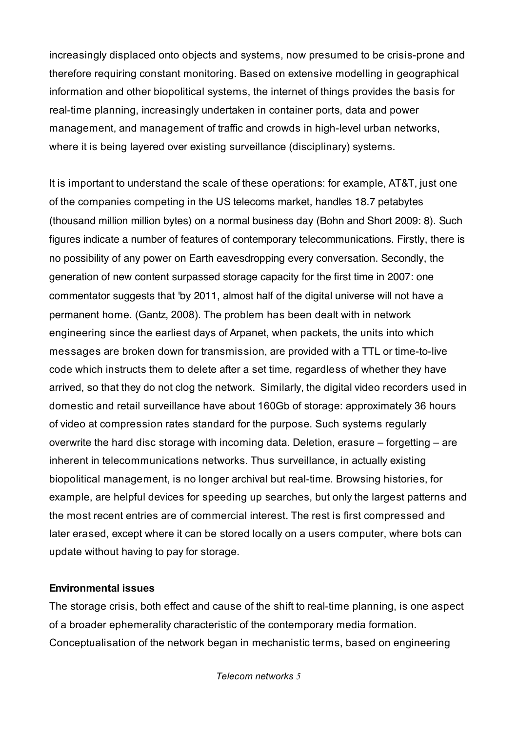increasingly displaced onto objects and systems, now presumed to be crisis-prone and therefore requiring constant monitoring. Based on extensive modelling in geographical information and other biopolitical systems, the internet of things provides the basis for real-time planning, increasingly undertaken in container ports, data and power management, and management of traffic and crowds in high-level urban networks, where it is being layered over existing surveillance (disciplinary) systems.

It is important to understand the scale of these operations: for example, AT&T, just one of the companies competing in the US telecoms market, handles 18.7 petabytes (thousand million million bytes) on a normal business day (Bohn and Short 2009: 8). Such figures indicate a number of features of contemporary telecommunications. Firstly, there is no possibility of any power on Earth eavesdropping every conversation. Secondly, the generation of new content surpassed storage capacity for the first time in 2007: one commentator suggests that 'by 2011, almost half of the digital universe will not have a permanent home. (Gantz, 2008). The problem has been dealt with in network engineering since the earliest days of Arpanet, when packets, the units into which messages are broken down for transmission, are provided with a TTL or time-to-live code which instructs them to delete after a set time, regardless of whether they have arrived, so that they do not clog the network. Similarly, the digital video recorders used in domestic and retail surveillance have about 160Gb of storage: approximately 36 hours of video at compression rates standard for the purpose. Such systems regularly overwrite the hard disc storage with incoming data. Deletion, erasure – forgetting – are inherent in telecommunications networks. Thus surveillance, in actually existing biopolitical management, is no longer archival but real-time. Browsing histories, for example, are helpful devices for speeding up searches, but only the largest patterns and the most recent entries are of commercial interest. The rest is first compressed and later erased, except where it can be stored locally on a users computer, where bots can update without having to pay for storage.

**Environmental issues**

The storage crisis, both effect and cause of the shift to real-time planning, is one aspect of a broader ephemerality characteristic of the contemporary media formation. Conceptualisation of the network began in mechanistic terms, based on engineering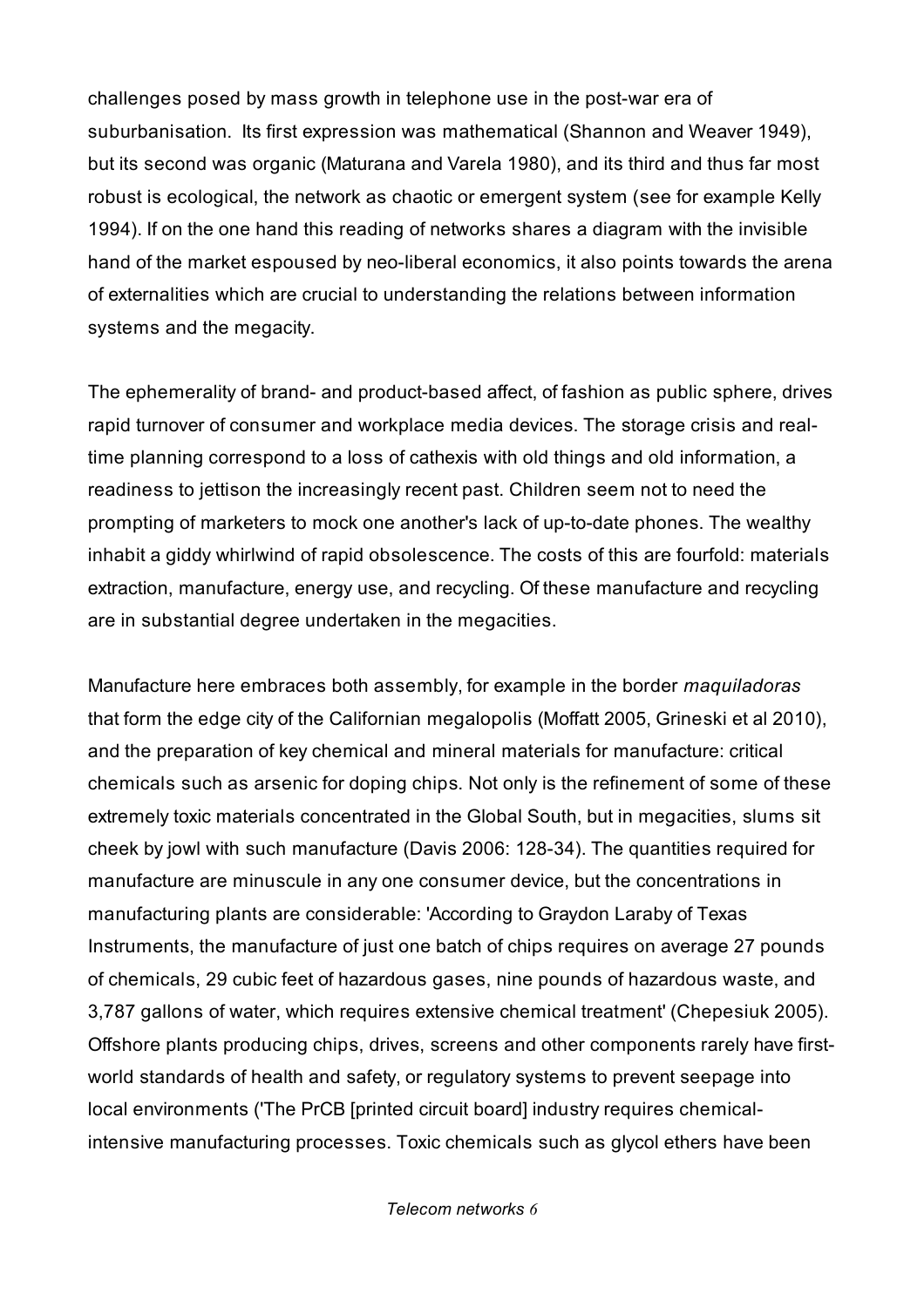challenges posed by mass growth in telephone use in the post-war era of suburbanisation. Its first expression was mathematical (Shannon and Weaver 1949), but its second was organic (Maturana and Varela 1980), and its third and thus far most robust is ecological, the network as chaotic or emergent system (see for example Kelly 1994). If on the one hand this reading of networks shares a diagram with the invisible hand of the market espoused by neo-liberal economics, it also points towards the arena of externalities which are crucial to understanding the relations between information systems and the megacity.

The ephemerality of brand- and product-based affect, of fashion as public sphere, drives rapid turnover of consumer and workplace media devices. The storage crisis and real-time planning correspond to a loss of cathexis with old things and old information, a readiness to jettison the increasingly recent past. Children seem not to need the prompting of marketers to mock one another's lack of up-to-date phones. The wealthy inhabit a giddy whirlwind of rapid obsolescence. The costs of this are fourfold: materials extraction, manufacture, energy use, and recycling. Of these manufacture and recycling are in substantial degree undertaken in the megacities.

Manufacture here embraces both assembly, for example in the border *maquiladoras* that form the edge city of the Californian megalopolis (Moffatt 2005, Grineski et al 2010), and the preparation of key chemical and mineral materials for manufacture: critical chemicals such as arsenic for doping chips. Not only is the refinement of some of these extremely toxic materials concentrated in the Global South, but in megacities, slums sit cheek by jowl with such manufacture (Davis 2006: 128-34). The quantities required for manufacture are minuscule in any one consumer device, but the concentrations in manufacturing plants are considerable: 'According to Graydon Laraby of Texas Instruments, the manufacture of just one batch of chips requires on average 27 pounds of chemicals, 29 cubic feet of hazardous gases, nine pounds of hazardous waste, and 3,787 gallons of water, which requires extensive chemical treatment' (Chepesiuk 2005). Offshore plants producing chips, drives, screens and other components rarely have first-world standards of health and safety, or regulatory systems to prevent seepage into local environments ('The PrCB [printed circuit board] industry requires chemical-intensive manufacturing processes. Toxic chemicals such as glycol ethers have been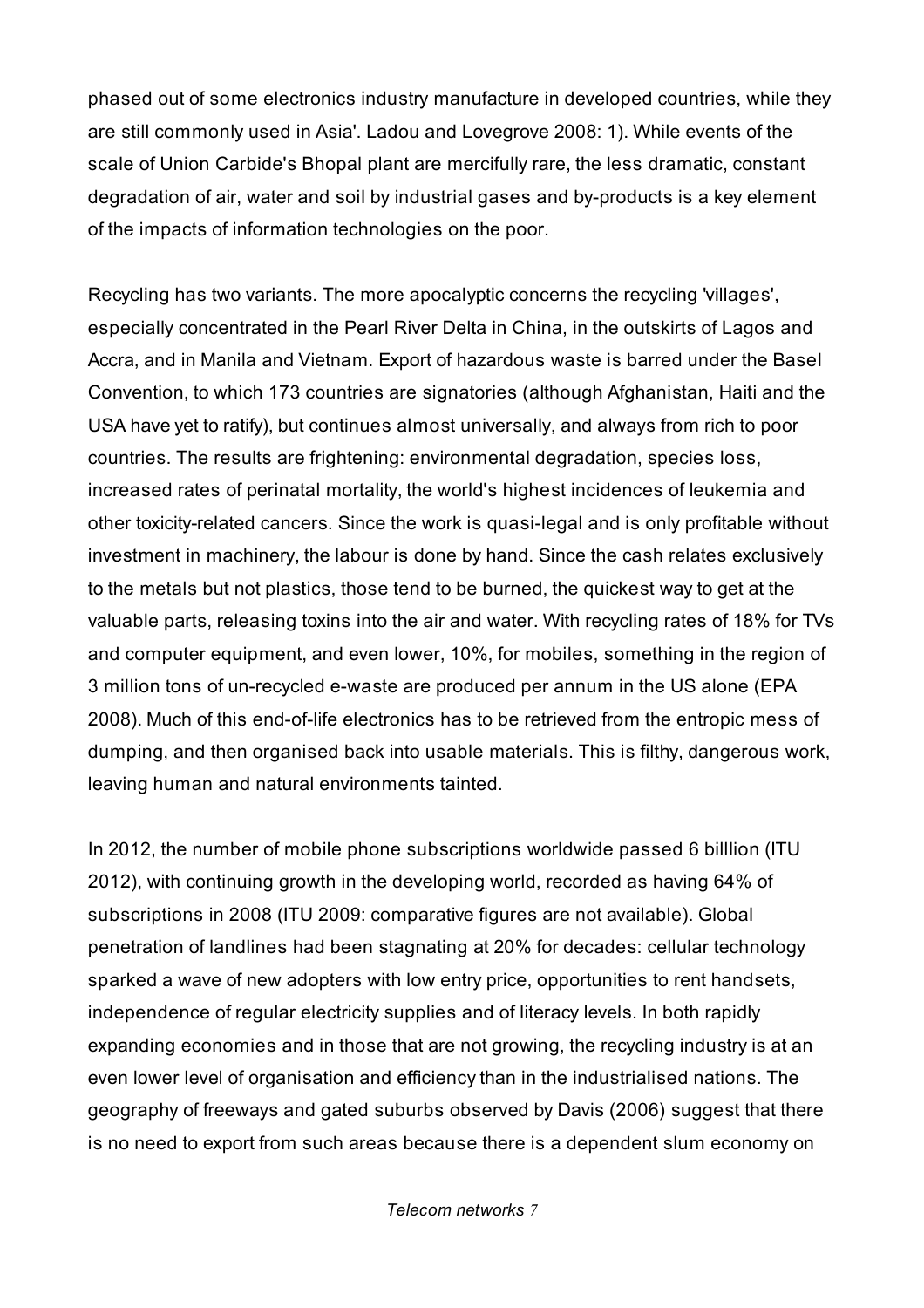phased out of some electronics industry manufacture in developed countries, while they are still commonly used in Asia'. Ladou and Lovegrove 2008: 1). While events of the scale of Union Carbide's Bhopal plant are mercifully rare, the less dramatic, constant degradation of air, water and soil by industrial gases and by-products is a key element of the impacts of information technologies on the poor.

Recycling has two variants. The more apocalyptic concerns the recycling 'villages', especially concentrated in the Pearl River Delta in China, in the outskirts of Lagos and Accra, and in Manila and Vietnam. Export of hazardous waste is barred under the Basel Convention, to which 173 countries are signatories (although Afghanistan, Haiti and the USA have yet to ratify), but continues almost universally, and always from rich to poor countries. The results are frightening: environmental degradation, species loss, increased rates of perinatal mortality, the world's highest incidences of leukemia and other toxicity-related cancers. Since the work is quasi-legal and is only profitable without investment in machinery, the labour is done by hand. Since the cash relates exclusively to the metals but not plastics, those tend to be burned, the quickest way to get at the valuable parts, releasing toxins into the air and water. With recycling rates of 18% for TVs and computer equipment, and even lower, 10%, for mobiles, something in the region of 3 million tons of un-recycled e-waste are produced per annum in the US alone (EPA 2008). Much of this end-of-life electronics has to be retrieved from the entropic mess of dumping, and then organised back into usable materials. This is filthy, dangerous work, leaving human and natural environments tainted.

In 2012, the number of mobile phone subscriptions worldwide passed 6 billlion (ITU 2012), with continuing growth in the developing world, recorded as having 64% of subscriptions in 2008 (ITU 2009: comparative figures are not available). Global penetration of landlines had been stagnating at 20% for decades: cellular technology sparked a wave of new adopters with low entry price, opportunities to rent handsets, independence of regular electricity supplies and of literacy levels. In both rapidly expanding economies and in those that are not growing, the recycling industry is at an even lower level of organisation and efficiency than in the industrialised nations. The geography of freeways and gated suburbs observed by Davis (2006) suggest that there is no need to export from such areas because there is a dependent slum economy on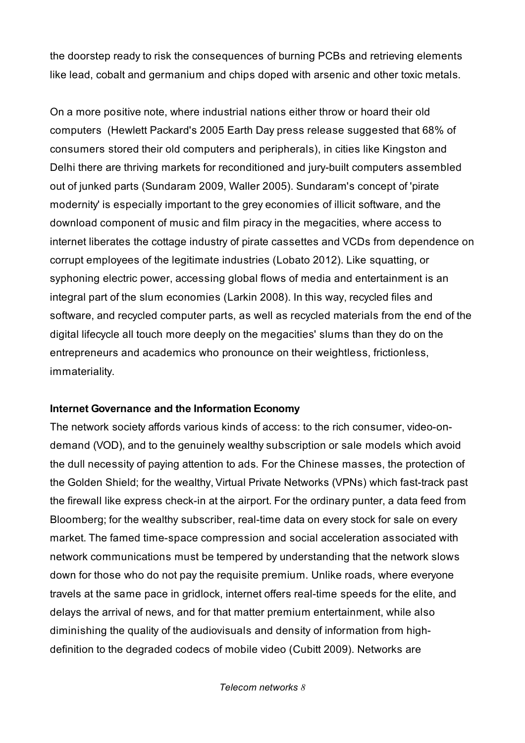the doorstep ready to risk the consequences of burning PCBs and retrieving elements like lead, cobalt and germanium and chips doped with arsenic and other toxic metals.

On a more positive note, where industrial nations either throw or hoard their old computers (Hewlett Packard's 2005 Earth Day press release suggested that 68% of consumers stored their old computers and peripherals), in cities like Kingston and Delhi there are thriving markets for reconditioned and jury-built computers assembled out of junked parts (Sundaram 2009, Waller 2005). Sundaram's concept of 'pirate modernity' is especially important to the grey economies of illicit software, and the download component of music and film piracy in the megacities, where access to internet liberates the cottage industry of pirate cassettes and VCDs from dependence on corrupt employees of the legitimate industries (Lobato 2012). Like squatting, or syphoning electric power, accessing global flows of media and entertainment is an integral part of the slum economies (Larkin 2008). In this way, recycled files and software, and recycled computer parts, as well as recycled materials from the end of the digital lifecycle all touch more deeply on the megacities' slums than they do on the entrepreneurs and academics who pronounce on their weightless, frictionless, immateriality.

**Internet Governance and the Information Economy**

The network society affords various kinds of access: to the rich consumer, video-on-demand (VOD), and to the genuinely wealthy subscription or sale models which avoid the dull necessity of paying attention to ads. For the Chinese masses, the protection of the Golden Shield; for the wealthy, Virtual Private Networks (VPNs) which fast-track past the firewall like express check-in at the airport. For the ordinary punter, a data feed from Bloomberg; for the wealthy subscriber, real-time data on every stock for sale on every market. The famed time-space compression and social acceleration associated with network communications must be tempered by understanding that the network slows down for those who do not pay the requisite premium. Unlike roads, where everyone travels at the same pace in gridlock, internet offers real-time speeds for the elite, and delays the arrival of news, and for that matter premium entertainment, while also diminishing the quality of the audiovisuals and density of information from high-definition to the degraded codecs of mobile video (Cubitt 2009). Networks are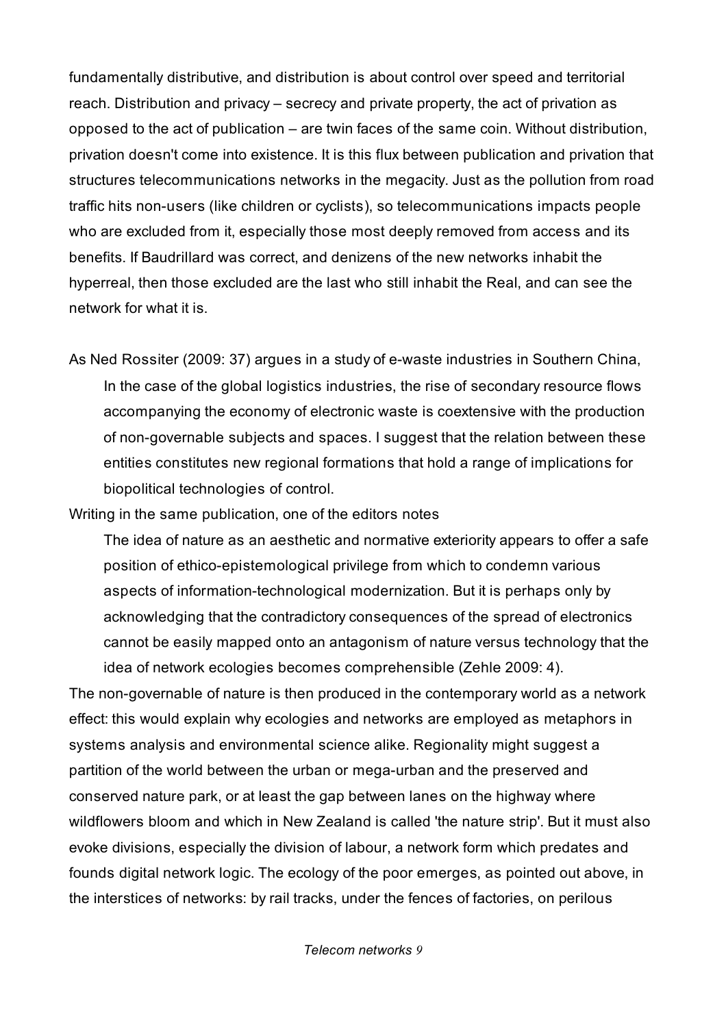fundamentally distributive, and distribution is about control over speed and territorial reach. Distribution and privacy – secrecy and private property, the act of privation as opposed to the act of publication – are twin faces of the same coin. Without distribution, privation doesn't come into existence. It is this flux between publication and privation that structures telecommunications networks in the megacity. Just as the pollution from road traffic hits non-users (like children or cyclists), so telecommunications impacts people who are excluded from it, especially those most deeply removed from access and its benefits. If Baudrillard was correct, and denizens of the new networks inhabit the hyperreal, then those excluded are the last who still inhabit the Real, and can see the network for what it is.

As Ned Rossiter (2009: 37) argues in a study of e-waste industries in Southern China,

> In the case of the global logistics industries, the rise of secondary resource flows accompanying the economy of electronic waste is coextensive with the production of non-governable subjects and spaces. I suggest that the relation between these entities constitutes new regional formations that hold a range of implications for biopolitical technologies of control.

Writing in the same publication, one of the editors notes

> The idea of nature as an aesthetic and normative exteriority appears to offer a safe position of ethico-epistemological privilege from which to condemn various aspects of information-technological modernization. But it is perhaps only by acknowledging that the contradictory consequences of the spread of electronics cannot be easily mapped onto an antagonism of nature versus technology that the idea of network ecologies becomes comprehensible (Zehle 2009: 4).

The non-governable of nature is then produced in the contemporary world as a network effect: this would explain why ecologies and networks are employed as metaphors in systems analysis and environmental science alike. Regionality might suggest a partition of the world between the urban or mega-urban and the preserved and conserved nature park, or at least the gap between lanes on the highway where wildflowers bloom and which in New Zealand is called 'the nature strip'. But it must also evoke divisions, especially the division of labour, a network form which predates and founds digital network logic. The ecology of the poor emerges, as pointed out above, in the interstices of networks: by rail tracks, under the fences of factories, on perilous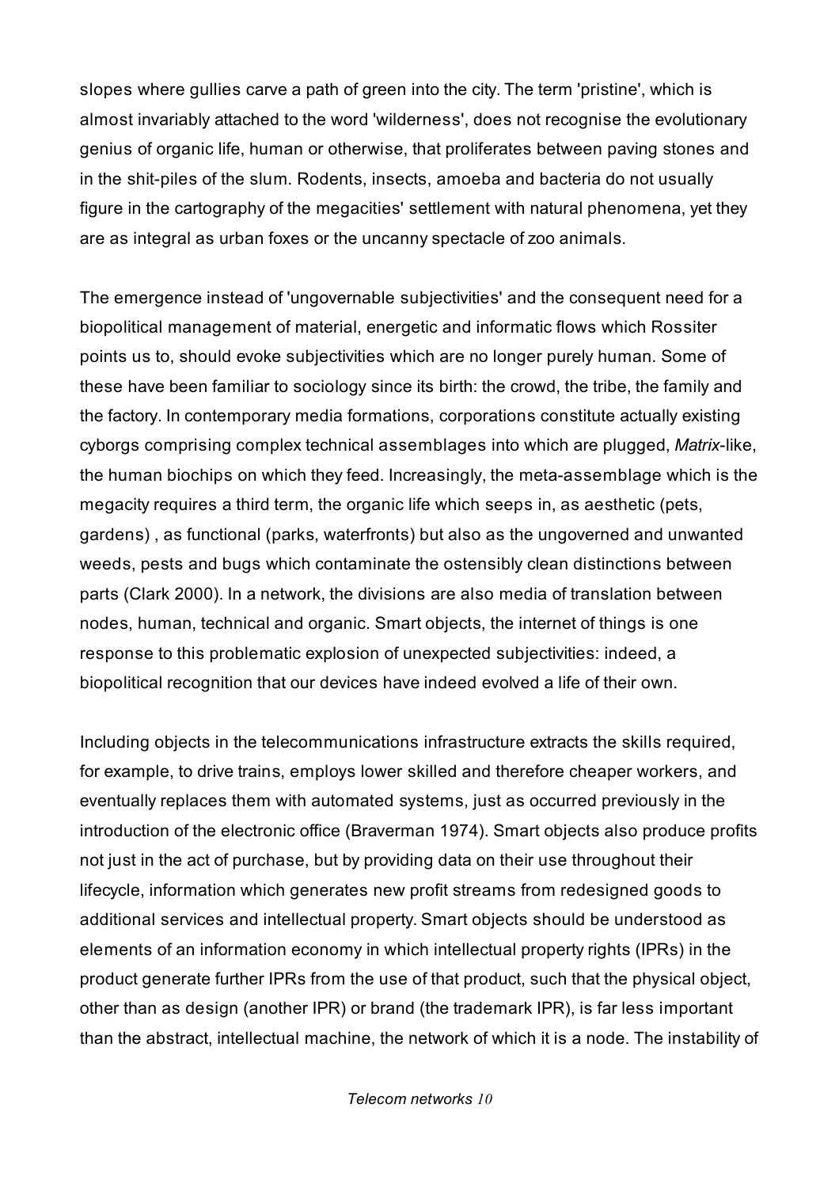slopes where gullies carve a path of green into the city. The term 'pristine', which is almost invariably attached to the word 'wilderness', does not recognise the evolutionary genius of organic life, human or otherwise, that proliferates between paving stones and in the shit-piles of the slum. Rodents, insects, amoeba and bacteria do not usually figure in the cartography of the megacities' settlement with natural phenomena, yet they are as integral as urban foxes or the uncanny spectacle of zoo animals.

The emergence instead of 'ungovernable subjectivities' and the consequent need for a biopolitical management of material, energetic and informatic flows which Rossiter points us to, should evoke subjectivities which are no longer purely human. Some of these have been familiar to sociology since its birth: the crowd, the tribe, the family and the factory. In contemporary media formations, corporations constitute actually existing cyborgs comprising complex technical assemblages into which are plugged, *Matrix*-like, the human biochips on which they feed. Increasingly, the meta-assemblage which is the megacity requires a third term, the organic life which seeps in, as aesthetic (pets, gardens) , as functional (parks, waterfronts) but also as the ungoverned and unwanted weeds, pests and bugs which contaminate the ostensibly clean distinctions between parts (Clark 2000). In a network, the divisions are also media of translation between nodes, human, technical and organic. Smart objects, the internet of things is one response to this problematic explosion of unexpected subjectivities: indeed, a biopolitical recognition that our devices have indeed evolved a life of their own.

Including objects in the telecommunications infrastructure extracts the skills required, for example, to drive trains, employs lower skilled and therefore cheaper workers, and eventually replaces them with automated systems, just as occurred previously in the introduction of the electronic office (Braverman 1974). Smart objects also produce profits not just in the act of purchase, but by providing data on their use throughout their lifecycle, information which generates new profit streams from redesigned goods to additional services and intellectual property. Smart objects should be understood as elements of an information economy in which intellectual property rights (IPRs) in the product generate further IPRs from the use of that product, such that the physical object, other than as design (another IPR) or brand (the trademark IPR), is far less important than the abstract, intellectual machine, the network of which it is a node. The instability of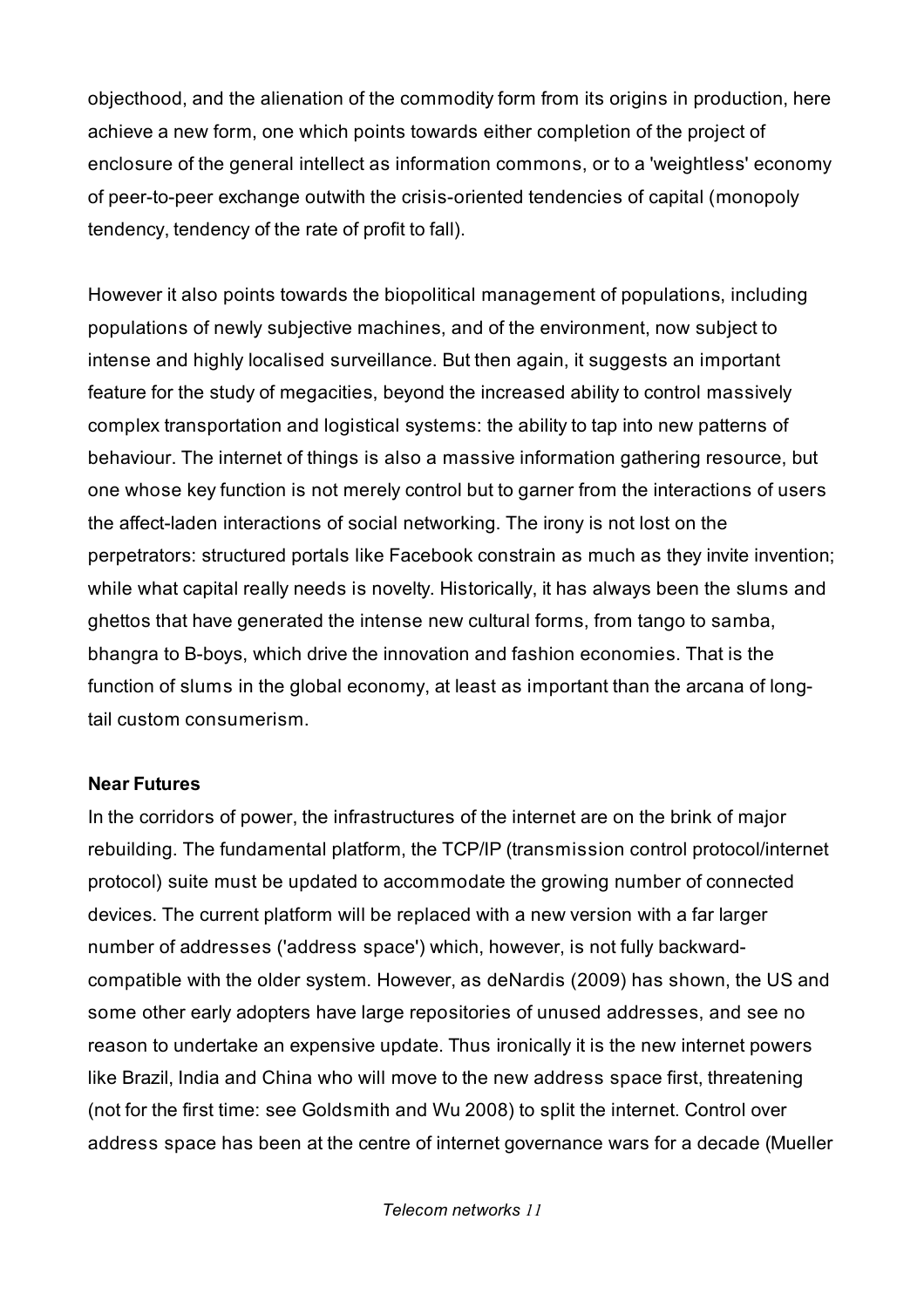objecthood, and the alienation of the commodity form from its origins in production, here achieve a new form, one which points towards either completion of the project of enclosure of the general intellect as information commons, or to a 'weightless' economy of peer-to-peer exchange outwith the crisis-oriented tendencies of capital (monopoly tendency, tendency of the rate of profit to fall).

However it also points towards the biopolitical management of populations, including populations of newly subjective machines, and of the environment, now subject to intense and highly localised surveillance. But then again, it suggests an important feature for the study of megacities, beyond the increased ability to control massively complex transportation and logistical systems: the ability to tap into new patterns of behaviour. The internet of things is also a massive information gathering resource, but one whose key function is not merely control but to garner from the interactions of users the affect-laden interactions of social networking. The irony is not lost on the perpetrators: structured portals like Facebook constrain as much as they invite invention; while what capital really needs is novelty. Historically, it has always been the slums and ghettos that have generated the intense new cultural forms, from tango to samba, bhangra to B-boys, which drive the innovation and fashion economies. That is the function of slums in the global economy, at least as important than the arcana of long-tail custom consumerism.

**Near Futures**

In the corridors of power, the infrastructures of the internet are on the brink of major rebuilding. The fundamental platform, the TCP/IP (transmission control protocol/internet protocol) suite must be updated to accommodate the growing number of connected devices. The current platform will be replaced with a new version with a far larger number of addresses ('address space') which, however, is not fully backward-compatible with the older system. However, as deNardis (2009) has shown, the US and some other early adopters have large repositories of unused addresses, and see no reason to undertake an expensive update. Thus ironically it is the new internet powers like Brazil, India and China who will move to the new address space first, threatening (not for the first time: see Goldsmith and Wu 2008) to split the internet. Control over address space has been at the centre of internet governance wars for a decade (Mueller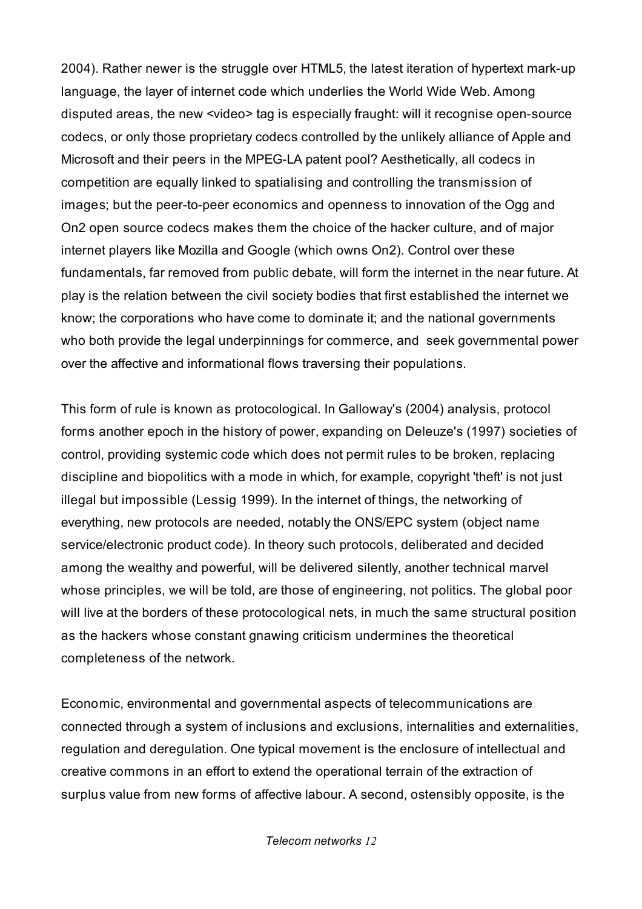2004). Rather newer is the struggle over HTML5, the latest iteration of hypertext mark-up language, the layer of internet code which underlies the World Wide Web. Among disputed areas, the new <video> tag is especially fraught: will it recognise open-source codecs, or only those proprietary codecs controlled by the unlikely alliance of Apple and Microsoft and their peers in the MPEG-LA patent pool? Aesthetically, all codecs in competition are equally linked to spatialising and controlling the transmission of images; but the peer-to-peer economics and openness to innovation of the Ogg and On2 open source codecs makes them the choice of the hacker culture, and of major internet players like Mozilla and Google (which owns On2). Control over these fundamentals, far removed from public debate, will form the internet in the near future. At play is the relation between the civil society bodies that first established the internet we know; the corporations who have come to dominate it; and the national governments who both provide the legal underpinnings for commerce, and seek governmental power over the affective and informational flows traversing their populations.

This form of rule is known as protocological. In Galloway's (2004) analysis, protocol forms another epoch in the history of power, expanding on Deleuze's (1997) societies of control, providing systemic code which does not permit rules to be broken, replacing discipline and biopolitics with a mode in which, for example, copyright 'theft' is not just illegal but impossible (Lessig 1999). In the internet of things, the networking of everything, new protocols are needed, notably the ONS/EPC system (object name service/electronic product code). In theory such protocols, deliberated and decided among the wealthy and powerful, will be delivered silently, another technical marvel whose principles, we will be told, are those of engineering, not politics. The global poor will live at the borders of these protocological nets, in much the same structural position as the hackers whose constant gnawing criticism undermines the theoretical completeness of the network.

Economic, environmental and governmental aspects of telecommunications are connected through a system of inclusions and exclusions, internalities and externalities, regulation and deregulation. One typical movement is the enclosure of intellectual and creative commons in an effort to extend the operational terrain of the extraction of surplus value from new forms of affective labour. A second, ostensibly opposite, is the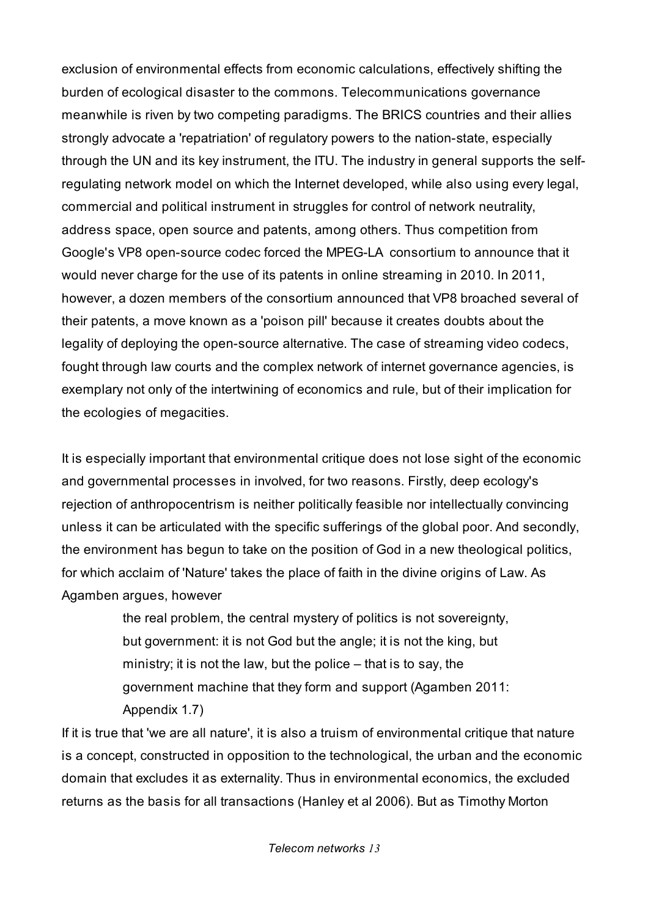exclusion of environmental effects from economic calculations, effectively shifting the burden of ecological disaster to the commons. Telecommunications governance meanwhile is riven by two competing paradigms. The BRICS countries and their allies strongly advocate a 'repatriation' of regulatory powers to the nation-state, especially through the UN and its key instrument, the ITU. The industry in general supports the self-regulating network model on which the Internet developed, while also using every legal, commercial and political instrument in struggles for control of network neutrality, address space, open source and patents, among others. Thus competition from Google's VP8 open-source codec forced the MPEG-LA consortium to announce that it would never charge for the use of its patents in online streaming in 2010. In 2011, however, a dozen members of the consortium announced that VP8 broached several of their patents, a move known as a 'poison pill' because it creates doubts about the legality of deploying the open-source alternative. The case of streaming video codecs, fought through law courts and the complex network of internet governance agencies, is exemplary not only of the intertwining of economics and rule, but of their implication for the ecologies of megacities.

It is especially important that environmental critique does not lose sight of the economic and governmental processes in involved, for two reasons. Firstly, deep ecology's rejection of anthropocentrism is neither politically feasible nor intellectually convincing unless it can be articulated with the specific sufferings of the global poor. And secondly, the environment has begun to take on the position of God in a new theological politics, for which acclaim of 'Nature' takes the place of faith in the divine origins of Law. As Agamben argues, however

> the real problem, the central mystery of politics is not sovereignty, but government: it is not God but the angle; it is not the king, but ministry; it is not the law, but the police – that is to say, the government machine that they form and support (Agamben 2011: Appendix 1.7)

If it is true that 'we are all nature', it is also a truism of environmental critique that nature is a concept, constructed in opposition to the technological, the urban and the economic domain that excludes it as externality. Thus in environmental economics, the excluded returns as the basis for all transactions (Hanley et al 2006). But as Timothy Morton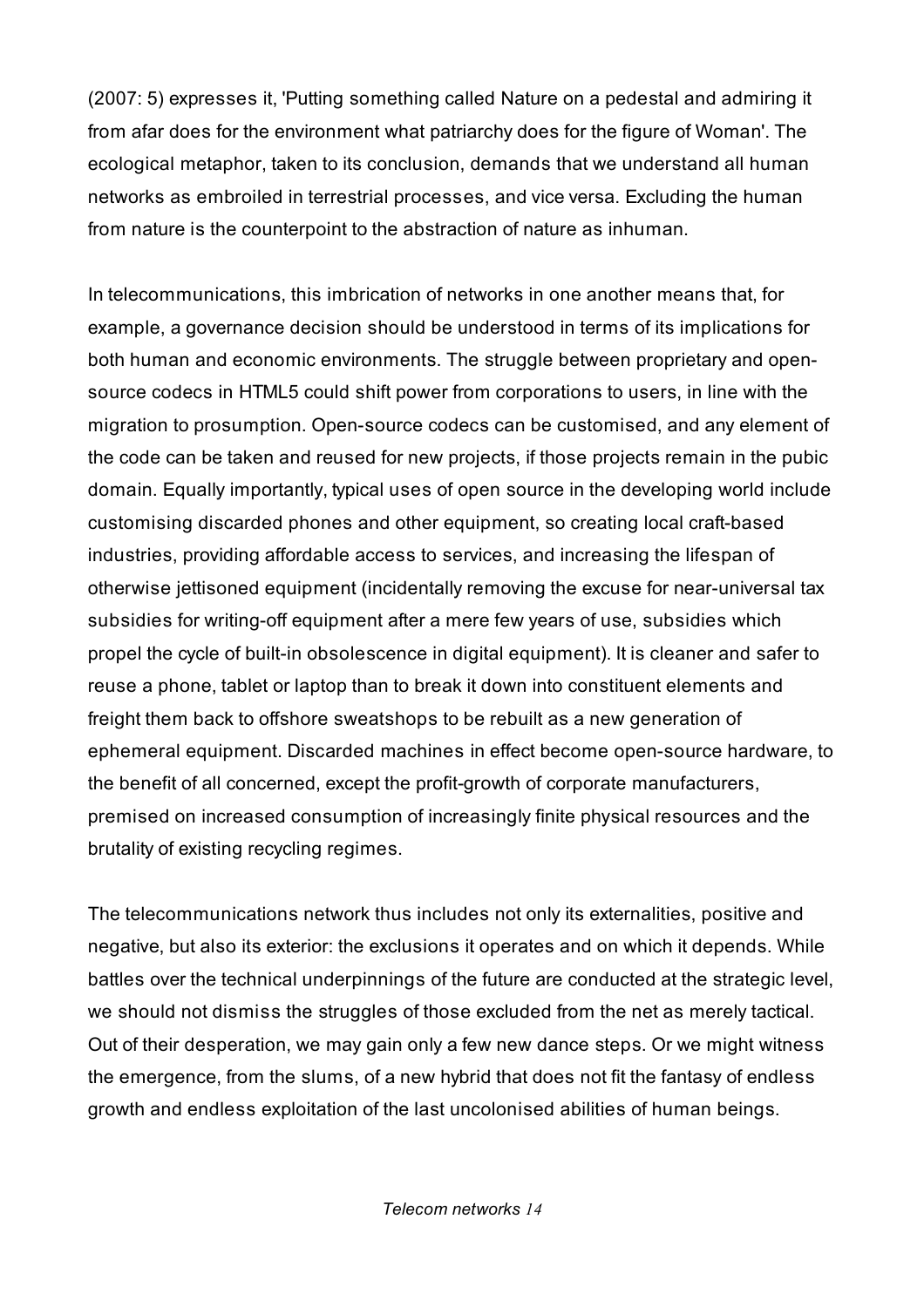(2007: 5) expresses it, 'Putting something called Nature on a pedestal and admiring it from afar does for the environment what patriarchy does for the figure of Woman'. The ecological metaphor, taken to its conclusion, demands that we understand all human networks as embroiled in terrestrial processes, and vice versa. Excluding the human from nature is the counterpoint to the abstraction of nature as inhuman.

In telecommunications, this imbrication of networks in one another means that, for example, a governance decision should be understood in terms of its implications for both human and economic environments. The struggle between proprietary and open-source codecs in HTML5 could shift power from corporations to users, in line with the migration to prosumption. Open-source codecs can be customised, and any element of the code can be taken and reused for new projects, if those projects remain in the pubic domain. Equally importantly, typical uses of open source in the developing world include customising discarded phones and other equipment, so creating local craft-based industries, providing affordable access to services, and increasing the lifespan of otherwise jettisoned equipment (incidentally removing the excuse for near-universal tax subsidies for writing-off equipment after a mere few years of use, subsidies which propel the cycle of built-in obsolescence in digital equipment). It is cleaner and safer to reuse a phone, tablet or laptop than to break it down into constituent elements and freight them back to offshore sweatshops to be rebuilt as a new generation of ephemeral equipment. Discarded machines in effect become open-source hardware, to the benefit of all concerned, except the profit-growth of corporate manufacturers, premised on increased consumption of increasingly finite physical resources and the brutality of existing recycling regimes.

The telecommunications network thus includes not only its externalities, positive and negative, but also its exterior: the exclusions it operates and on which it depends. While battles over the technical underpinnings of the future are conducted at the strategic level, we should not dismiss the struggles of those excluded from the net as merely tactical. Out of their desperation, we may gain only a few new dance steps. Or we might witness the emergence, from the slums, of a new hybrid that does not fit the fantasy of endless growth and endless exploitation of the last uncolonised abilities of human beings.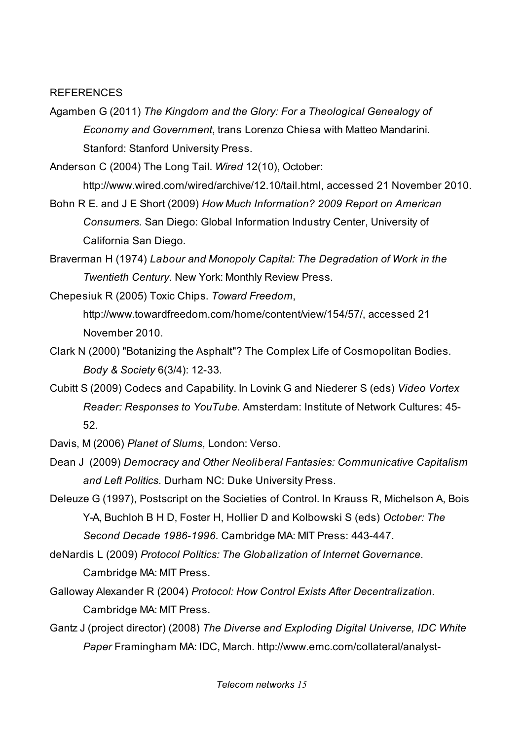REFERENCES

Agamben G (2011) *The Kingdom and the Glory: For a Theological Genealogy of Economy and Government*, trans Lorenzo Chiesa with Matteo Mandarini. Stanford: Stanford University Press.

Anderson C (2004) The Long Tail. *Wired* 12(10), October: http://www.wired.com/wired/archive/12.10/tail.html, accessed 21 November 2010.

Bohn R E. and J E Short (2009) *How Much Information? 2009 Report on American Consumers.* San Diego: Global Information Industry Center, University of California San Diego.

Braverman H (1974) *Labour and Monopoly Capital: The Degradation of Work in the Twentieth Century*. New York: Monthly Review Press.

Chepesiuk R (2005) Toxic Chips. *Toward Freedom*, http://www.towardfreedom.com/home/content/view/154/57/, accessed 21 November 2010.

Clark N (2000) "Botanizing the Asphalt"? The Complex Life of Cosmopolitan Bodies. *Body & Society* 6(3/4): 12-33.

Cubitt S (2009) Codecs and Capability. In Lovink G and Niederer S (eds) *Video Vortex Reader: Responses to YouTube*. Amsterdam: Institute of Network Cultures: 45-52.

Davis, M (2006) *Planet of Slums*, London: Verso.

Dean J (2009) *Democracy and Other Neoliberal Fantasies: Communicative Capitalism and Left Politics*. Durham NC: Duke University Press.

Deleuze G (1997), Postscript on the Societies of Control. In Krauss R, Michelson A, Bois Y-A, Buchloh B H D, Foster H, Hollier D and Kolbowski S (eds) *October: The Second Decade 1986-1996*. Cambridge MA: MIT Press: 443-447.

deNardis L (2009) *Protocol Politics: The Globalization of Internet Governance*. Cambridge MA: MIT Press.

Galloway Alexander R (2004) *Protocol: How Control Exists After Decentralization*. Cambridge MA: MIT Press.

Gantz J (project director) (2008) *The Diverse and Exploding Digital Universe, IDC White Paper* Framingham MA: IDC, March. http://www.emc.com/collateral/analyst-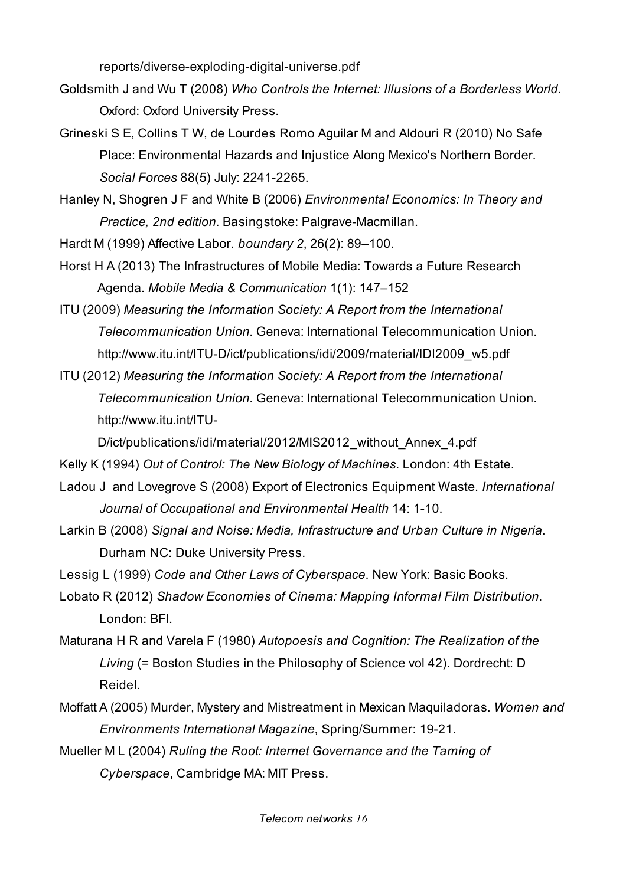reports/diverse-exploding-digital-universe.pdf

Goldsmith J and Wu T (2008) *Who Controls the Internet: Illusions of a Borderless World*. Oxford: Oxford University Press.

Grineski S E, Collins T W, de Lourdes Romo Aguilar M and Aldouri R (2010) No Safe Place: Environmental Hazards and Injustice Along Mexico's Northern Border. *Social Forces* 88(5) July: 2241-2265.

Hanley N, Shogren J F and White B (2006) *Environmental Economics: In Theory and Practice, 2nd edition*. Basingstoke: Palgrave-Macmillan.

Hardt M (1999) Affective Labor. *boundary 2*, 26(2): 89–100.

Horst H A (2013) The Infrastructures of Mobile Media: Towards a Future Research Agenda. *Mobile Media & Communication* 1(1): 147–152

ITU (2009) *Measuring the Information Society: A Report from the International Telecommunication Union*. Geneva: International Telecommunication Union. http://www.itu.int/ITU-D/ict/publications/idi/2009/material/IDI2009_w5.pdf

ITU (2012) *Measuring the Information Society: A Report from the International Telecommunication Union*. Geneva: International Telecommunication Union. http://www.itu.int/ITU-D/ict/publications/idi/material/2012/MIS2012_without_Annex_4.pdf

Kelly K (1994) *Out of Control: The New Biology of Machines*. London: 4th Estate.

Ladou J and Lovegrove S (2008) Export of Electronics Equipment Waste. *International Journal of Occupational and Environmental Health* 14: 1-10.

Larkin B (2008) *Signal and Noise: Media, Infrastructure and Urban Culture in Nigeria*. Durham NC: Duke University Press.

Lessig L (1999) *Code and Other Laws of Cyberspace*. New York: Basic Books.

Lobato R (2012) *Shadow Economies of Cinema: Mapping Informal Film Distribution*. London: BFI.

Maturana H R and Varela F (1980) *Autopoesis and Cognition: The Realization of the Living* (= Boston Studies in the Philosophy of Science vol 42). Dordrecht: D Reidel.

Moffatt A (2005) Murder, Mystery and Mistreatment in Mexican Maquiladoras. *Women and Environments International Magazine*, Spring/Summer: 19-21.

Mueller M L (2004) *Ruling the Root: Internet Governance and the Taming of Cyberspace*, Cambridge MA: MIT Press.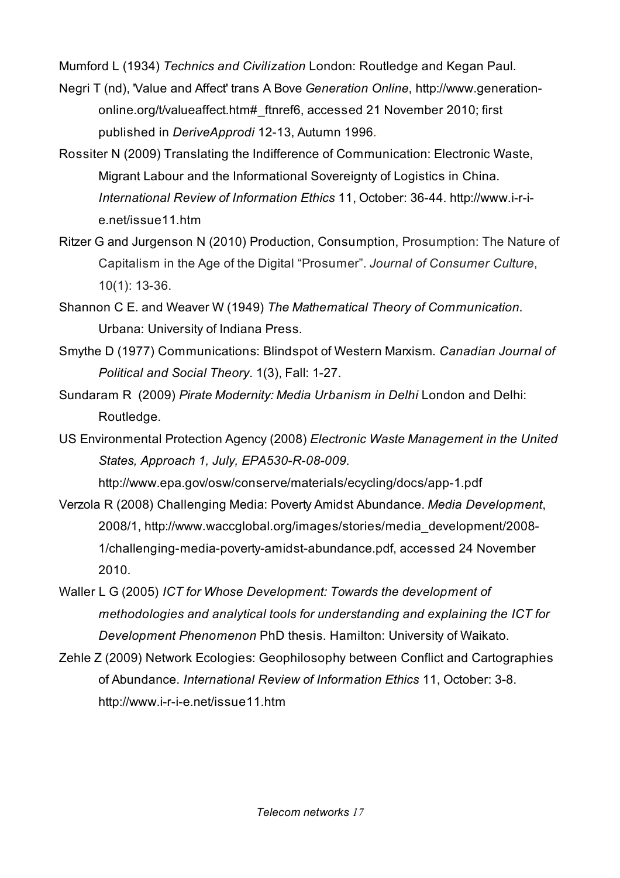Mumford L (1934) *Technics and Civilization* London: Routledge and Kegan Paul.

Negri T (nd), 'Value and Affect' trans A Bove *Generation Online*, http://www.generation-online.org/t/valueaffect.htm#_ftnref6, accessed 21 November 2010; first published in *DeriveApprodi* 12-13, Autumn 1996.

Rossiter N (2009) Translating the Indifference of Communication: Electronic Waste, Migrant Labour and the Informational Sovereignty of Logistics in China. *International Review of Information Ethics* 11, October: 36-44. http://www.i-r-i-e.net/issue11.htm

Ritzer G and Jurgenson N (2010) Production, Consumption, Prosumption: The Nature of Capitalism in the Age of the Digital "Prosumer". *Journal of Consumer Culture*, 10(1): 13-36.

Shannon C E. and Weaver W (1949) *The Mathematical Theory of Communication*. Urbana: University of Indiana Press.

Smythe D (1977) Communications: Blindspot of Western Marxism. *Canadian Journal of Political and Social Theory*. 1(3), Fall: 1-27.

Sundaram R (2009) *Pirate Modernity: Media Urbanism in Delhi* London and Delhi: Routledge.

US Environmental Protection Agency (2008) *Electronic Waste Management in the United States, Approach 1, July, EPA530-R-08-009*. http://www.epa.gov/osw/conserve/materials/ecycling/docs/app-1.pdf

Verzola R (2008) Challenging Media: Poverty Amidst Abundance. *Media Development*, 2008/1, http://www.waccglobal.org/images/stories/media_development/2008-1/challenging-media-poverty-amidst-abundance.pdf, accessed 24 November 2010.

Waller L G (2005) *ICT for Whose Development: Towards the development of methodologies and analytical tools for understanding and explaining the ICT for Development Phenomenon* PhD thesis. Hamilton: University of Waikato.

Zehle Z (2009) Network Ecologies: Geophilosophy between Conflict and Cartographies of Abundance. *International Review of Information Ethics* 11, October: 3-8. http://www.i-r-i-e.net/issue11.htm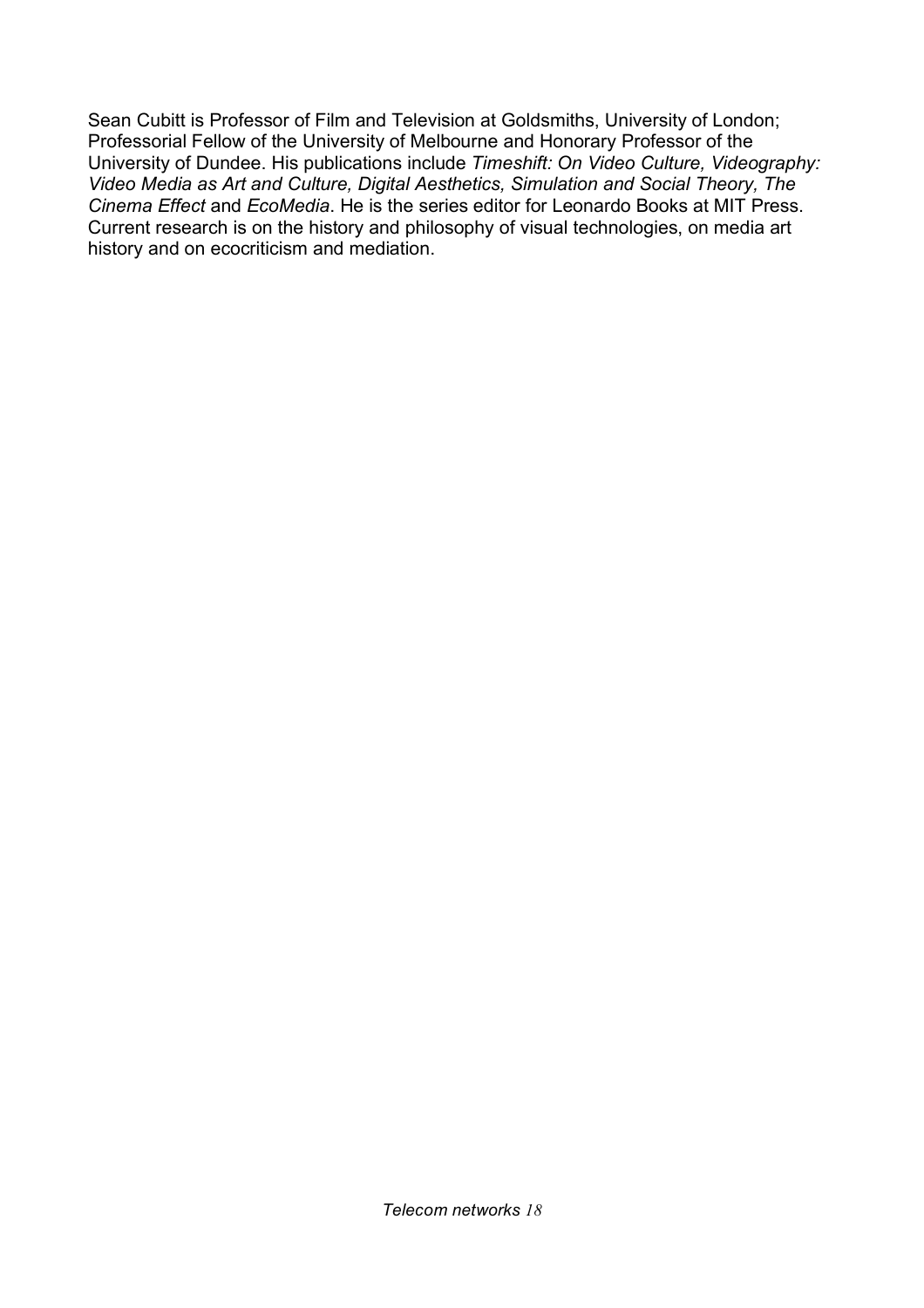Sean Cubitt is Professor of Film and Television at Goldsmiths, University of London; Professorial Fellow of the University of Melbourne and Honorary Professor of the University of Dundee. His publications include *Timeshift: On Video Culture, Videography: Video Media as Art and Culture, Digital Aesthetics, Simulation and Social Theory, The Cinema Effect* and *EcoMedia*. He is the series editor for Leonardo Books at MIT Press. Current research is on the history and philosophy of visual technologies, on media art history and on ecocriticism and mediation.